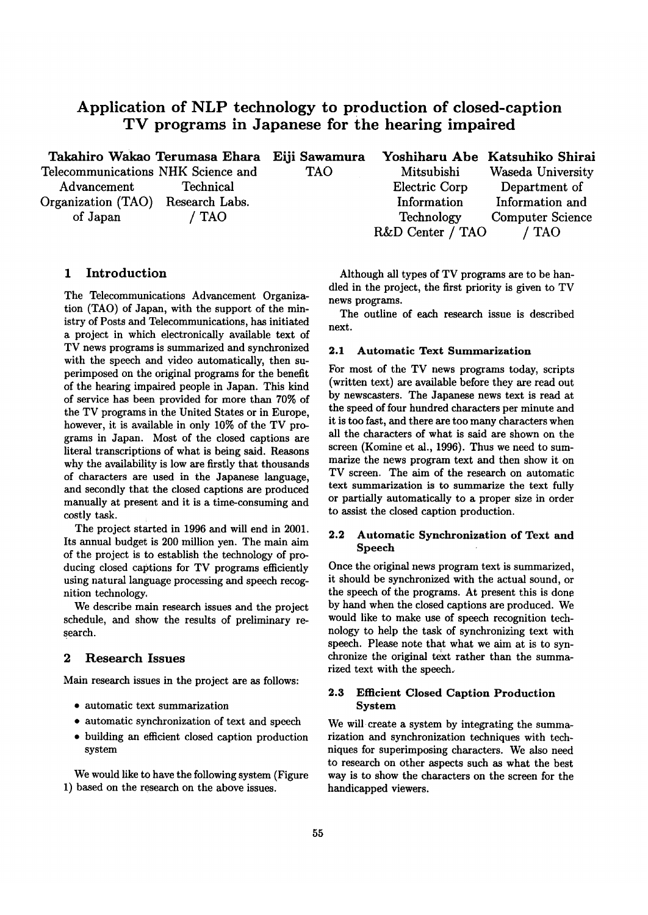# Application of NLP technology to production of closed-caption TV programs in Japanese for the hearing impaired

**Takahiro Wakao** Telecommunications Advancement Organization (TAO) of Japan

**Terumasa Ehara** NHK Science and Technical Research Labs. / TAO

**Eiji Sawamura** TAO

**Yoshiharu Abe** Mitsubishi Electric Corp Information Technology R&D Center / TAO

**Katsuhiko Shirai** Waseda University Department of Information and Computer Science / TAO

## 1 Introduction

The Telecommunications Advancement Organization (TAO) of Japan, with the support of the ministry of Posts and Telecommunications, has initiated a project in which electronically available text of TV news programs is summarized and synchronized with the speech and video automatically, then superimposed on the original programs for the benefit of the hearing impaired people in Japan. This kind of service has been provided for more than 70% of the TV programs in the United States or in Europe, however, it is available in only 10% of the TV programs in Japan. Most of the closed captions are literal transcriptions of what is being said. Reasons why the availability is low are firstly that thousands of characters are used in the Japanese language, and secondly that the closed captions are produced manually at present and it is a time-consuming and costly task.

The project started in 1996 and will end in 2001. Its annual budget is 200 million yen. The main aim of the project is to establish the technology of producing closed captions for TV programs efficiently using natural language processing and speech recognition technology.

We describe main research issues and the project schedule, and show the results of preliminary research.

## 2 Research Issues

Main research issues in the project are as follows:

- automatic text summarization
- automatic synchronization of text and speech
- building an efficient closed caption production system

We would like to have the following system (Figure 1) based on the research on the above issues.

Although all types of TV programs are to be handled in the project, the first priority is given to TV news programs.

The outline of each research issue is described next.

### 2.1 Automatic Text Summarization

For most of the TV news programs today, scripts (written text) are available before they are read out by newscasters. The Japanese news text is read at the speed of four hundred characters per minute and it is too fast, and there are too many characters when all the characters of what is said are shown on the screen (Komine et al., 1996). Thus we need to summarize the news program text and then show it on TV screen. The aim of the research on automatic text summarization is to summarize the text fully or partially automatically to a proper size in order to assist the closed caption production.

### 2.2 Automatic Synchronization of Text and Speech

Once the original news program text is summarized, it should be synchronized with the actual sound, or the speech of the programs. At present this is done by hand when the closed captions are produced. We would like to make use of speech recognition technology to help the task of synchronizing text with speech. Please note that what we aim at is to synchronize the original text rather than the summarized text with the speech.

### 2.3 Efficient Closed Caption Production System

We will create a system by integrating the summarization and synchronization techniques with techniques for superimposing characters. We also need to research on other aspects such as what the best way is to show the characters on the screen for the handicapped viewers.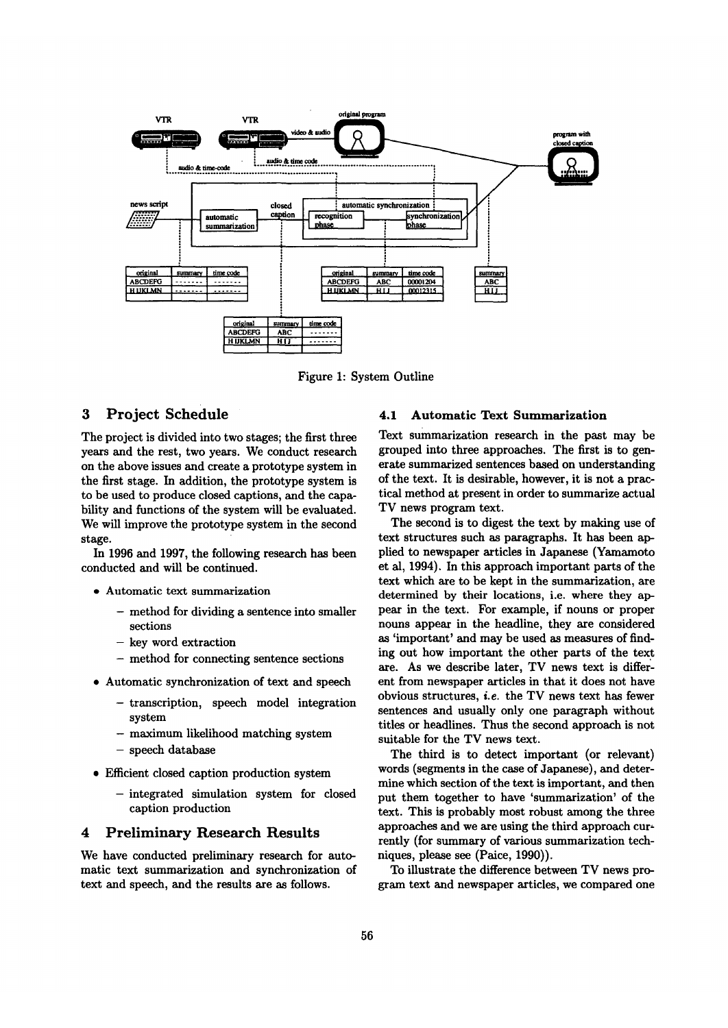Figure 1: System Outline

## 3 Project Schedule

The project is divided into two stages; the first three years and the rest, two years. We conduct research on the above issues and create a prototype system in the first stage. In addition, the prototype system is to be used to produce closed captions, and the capability and functions of the system will be evaluated. We will improve the prototype system in the second stage.

In 1996 and 1997, the following research has been conducted and will be continued.

- Automatic text summarization
  - method for dividing a sentence into smaller sections
  - key word extraction
  - method for connecting sentence sections
- Automatic synchronization of text and speech
  - transcription, speech model integration system
  - maximum likelihood matching system
  - speech database
- Efficient closed caption production system
  - integrated simulation system for closed caption production

## 4 Preliminary Research Results

We have conducted preliminary research for automatic text summarization and synchronization of text and speech, and the results are as follows.

### 4.1 Automatic Text Summarization

Text summarization research in the past may be grouped into three approaches. The first is to generate summarized sentences based on understanding of the text. It is desirable, however, it is not a practical method at present in order to summarize actual TV news program text.

The second is to digest the text by making use of text structures such as paragraphs. It has been applied to newspaper articles in Japanese (Yamamoto et al, 1994). In this approach important parts of the text which are to be kept in the summarization, are determined by their locations, i.e. where they appear in the text. For example, if nouns or proper nouns appear in the headline, they are considered as 'important' and may be used as measures of finding out how important the other parts of the text are. As we describe later, TV news text is different from newspaper articles in that it does not have obvious structures, *i.e.* the TV news text has fewer sentences and usually only one paragraph without titles or headlines. Thus the second approach is not suitable for the TV news text.

The third is to detect important (or relevant) words (segments in the case of Japanese), and determine which section of the text is important, and then put them together to have 'summarization' of the text. This is probably most robust among the three approaches and we are using the third approach currently (for summary of various summarization techniques, please see (Paice, 1990)).

To illustrate the difference between TV news program text and newspaper articles, we compared one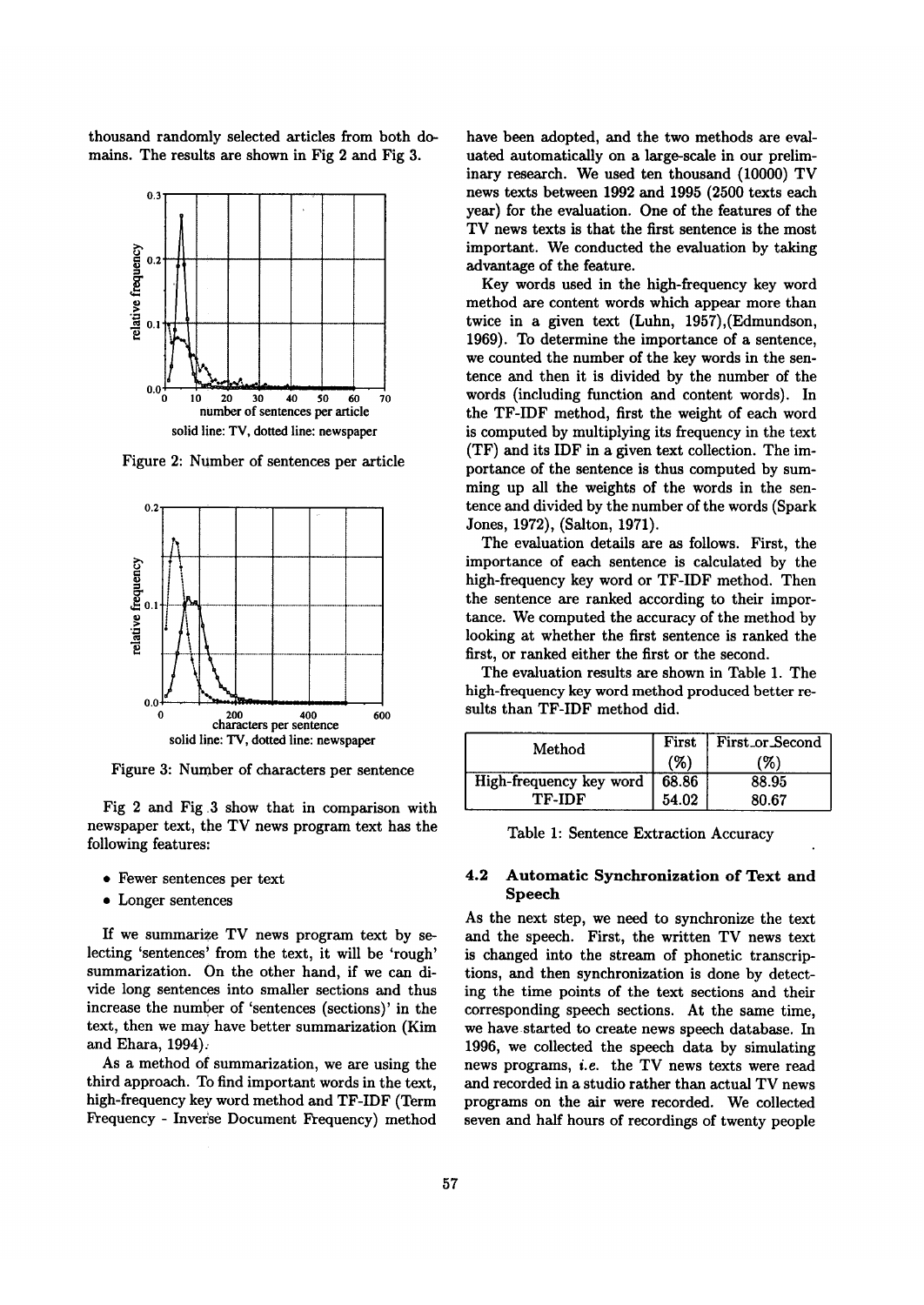thousand randomly selected articles from both domains. The results are shown in Fig 2 and Fig 3.

Figure 2: Number of sentences per article

Figure 3: Number of characters per sentence

Fig 2 and Fig 3 show that in comparison with newspaper text, the TV news program text has the following features:

- Fewer sentences per text
- Longer sentences

If we summarize TV news program text by selecting 'sentences' from the text, it will be 'rough' summarization. On the other hand, if we can divide long sentences into smaller sections and thus increase the number of 'sentences (sections)' in the text, then we may have better summarization (Kim and Ehara, 1994).

As a method of summarization, we are using the third approach. To find important words in the text, high-frequency key word method and TF-IDF (Term Frequency - Inverse Document Frequency) method have been adopted, and the two methods are evaluated automatically on a large-scale in our preliminary research. We used ten thousand (10000) TV news texts between 1992 and 1995 (2500 texts each year) for the evaluation. One of the features of the TV news texts is that the first sentence is the most important. We conducted the evaluation by taking advantage of the feature.

Key words used in the high-frequency key word method are content words which appear more than twice in a given text (Luhn, 1957),(Edmundson, 1969). To determine the importance of a sentence, we counted the number of the key words in the sentence and then it is divided by the number of the words (including function and content words). In the TF-IDF method, first the weight of each word is computed by multiplying its frequency in the text (TF) and its IDF in a given text collection. The importance of the sentence is thus computed by summing up all the weights of the words in the sentence and divided by the number of the words (Spark Jones, 1972), (Salton, 1971).

The evaluation details are as follows. First, the importance of each sentence is calculated by the high-frequency key word or TF-IDF method. Then the sentence are ranked according to their importance. We computed the accuracy of the method by looking at whether the first sentence is ranked the first, or ranked either the first or the second.

The evaluation results are shown in Table 1. The high-frequency key word method produced better results than TF-IDF method did.

| Method | First (%) | First_or_Second (%) |
|---|---|---|
| High-frequency key word | 68.86 | 88.95 |
| TF-IDF | 54.02 | 80.67 |

Table 1: Sentence Extraction Accuracy

### 4.2 Automatic Synchronization of Text and Speech

As the next step, we need to synchronize the text and the speech. First, the written TV news text is changed into the stream of phonetic transcriptions, and then synchronization is done by detecting the time points of the text sections and their corresponding speech sections. At the same time, we have started to create news speech database. In 1996, we collected the speech data by simulating news programs, *i.e.* the TV news texts were read and recorded in a studio rather than actual TV news programs on the air were recorded. We collected seven and half hours of recordings of twenty people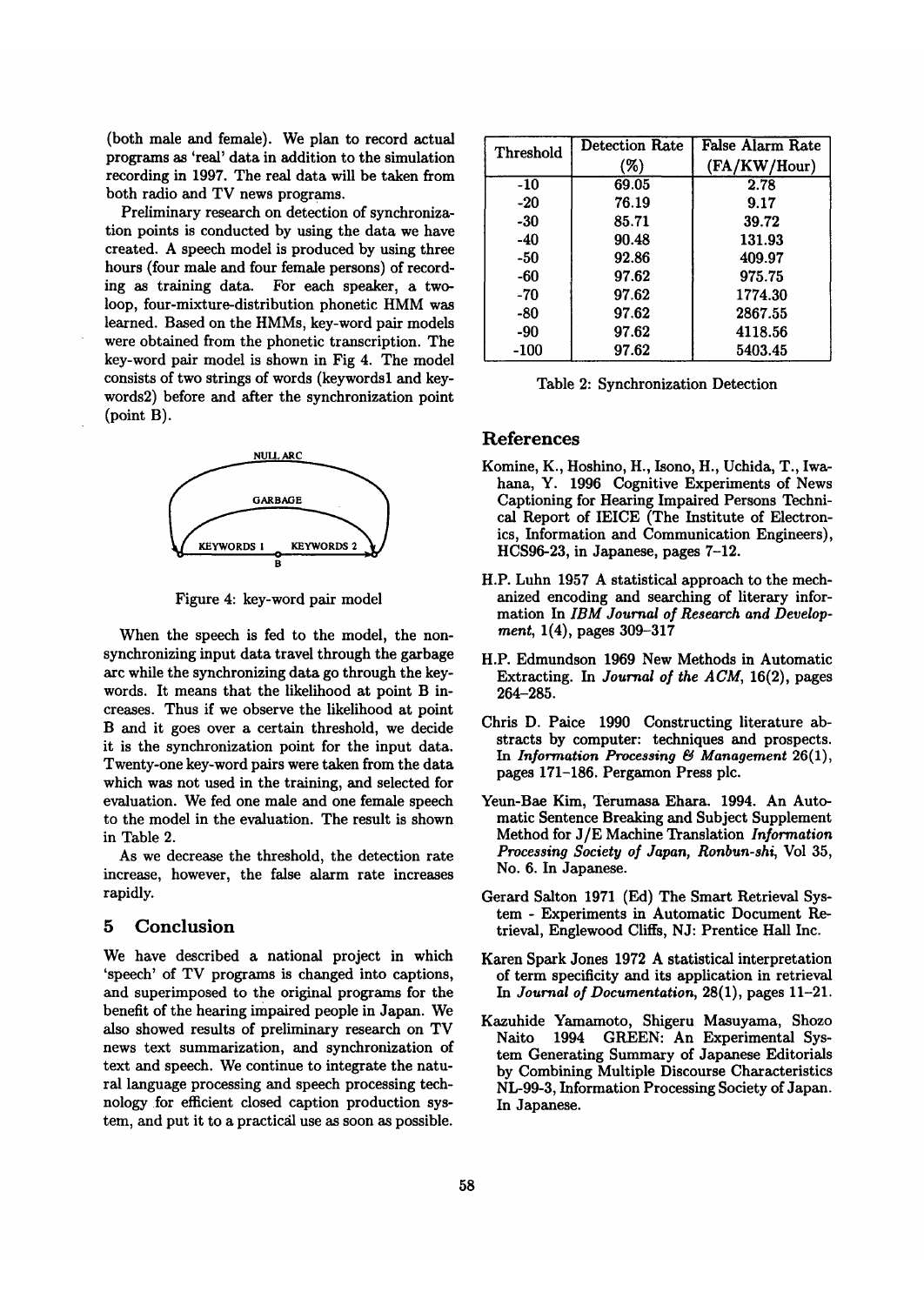(both male and female). We plan to record actual programs as 'real' data in addition to the simulation recording in 1997. The real data will be taken from both radio and TV news programs.

Preliminary research on detection of synchronization points is conducted by using the data we have created. A speech model is produced by using three hours (four male and four female persons) of recording as training data. For each speaker, a two-loop, four-mixture-distribution phonetic HMM was learned. Based on the HMMs, key-word pair models were obtained from the phonetic transcription. The key-word pair model is shown in Fig 4. The model consists of two strings of words (keywords1 and keywords2) before and after the synchronization point (point B).

NULL ARC

GARBAGE

KEYWORDS 1 KEYWORDS 2

B

Figure 4: key-word pair model

When the speech is fed to the model, the non-synchronizing input data travel through the garbage arc while the synchronizing data go through the keywords. It means that the likelihood at point B increases. Thus if we observe the likelihood at point B and it goes over a certain threshold, we decide it is the synchronization point for the input data. Twenty-one key-word pairs were taken from the data which was not used in the training, and selected for evaluation. We fed one male and one female speech to the model in the evaluation. The result is shown in Table 2.

As we decrease the threshold, the detection rate increase, however, the false alarm rate increases rapidly.

## 5 Conclusion

We have described a national project in which 'speech' of TV programs is changed into captions, and superimposed to the original programs for the benefit of the hearing impaired people in Japan. We also showed results of preliminary research on TV news text summarization, and synchronization of text and speech. We continue to integrate the natural language processing and speech processing technology for efficient closed caption production system, and put it to a practical use as soon as possible.

| Threshold | Detection Rate (%) | False Alarm Rate (FA/KW/Hour) |
|---|---|---|
| -10 | 69.05 | 2.78 |
| -20 | 76.19 | 9.17 |
| -30 | 85.71 | 39.72 |
| -40 | 90.48 | 131.93 |
| -50 | 92.86 | 409.97 |
| -60 | 97.62 | 975.75 |
| -70 | 97.62 | 1774.30 |
| -80 | 97.62 | 2867.55 |
| -90 | 97.62 | 4118.56 |
| -100 | 97.62 | 5403.45 |

Table 2: Synchronization Detection

## References

Komine, K., Hoshino, H., Isono, H., Uchida, T., Iwahana, Y. 1996 Cognitive Experiments of News Captioning for Hearing Impaired Persons Technical Report of IEICE (The Institute of Electronics, Information and Communication Engineers), HCS96-23, in Japanese, pages 7–12.

H.P. Luhn 1957 A statistical approach to the mechanized encoding and searching of literary information In *IBM Journal of Research and Development*, 1(4), pages 309–317

H.P. Edmundson 1969 New Methods in Automatic Extracting. In *Journal of the ACM*, 16(2), pages 264–285.

Chris D. Paice 1990 Constructing literature abstracts by computer: techniques and prospects. In *Information Processing & Management* 26(1), pages 171–186. Pergamon Press plc.

Yeun-Bae Kim, Terumasa Ehara. 1994. An Automatic Sentence Breaking and Subject Supplement Method for J/E Machine Translation *Information Processing Society of Japan, Ronbun-shi*, Vol 35, No. 6. In Japanese.

Gerard Salton 1971 (Ed) The Smart Retrieval System - Experiments in Automatic Document Retrieval, Englewood Cliffs, NJ: Prentice Hall Inc.

Karen Spark Jones 1972 A statistical interpretation of term specificity and its application in retrieval In *Journal of Documentation*, 28(1), pages 11–21.

Kazuhide Yamamoto, Shigeru Masuyama, Shozo Naito 1994 GREEN: An Experimental System Generating Summary of Japanese Editorials by Combining Multiple Discourse Characteristics NL-99-3, Information Processing Society of Japan. In Japanese.